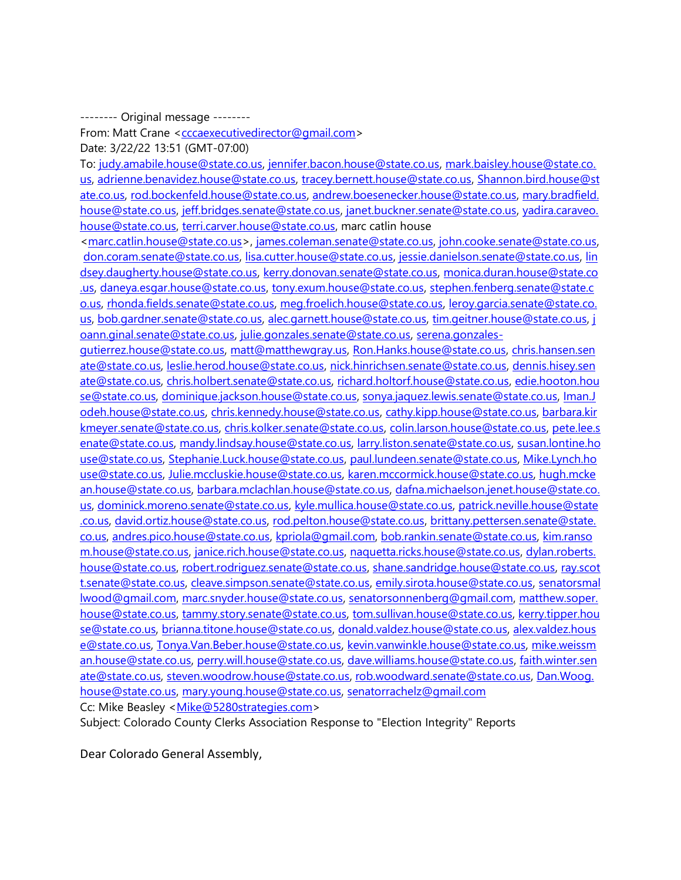-------- Original message --------
From: Matt Crane <cccaexecutivedirector@gmail.com>
Date: 3/22/22 13:51 (GMT-07:00)
To: judy.amabile.house@state.co.us, jennifer.bacon.house@state.co.us, mark.baisley.house@state.co.us, adrienne.benavidez.house@state.co.us, tracey.bernett.house@state.co.us, Shannon.bird.house@state.co.us, rod.bockenfeld.house@state.co.us, andrew.boesenecker.house@state.co.us, mary.bradfield.house@state.co.us, jeff.bridges.senate@state.co.us, janet.buckner.senate@state.co.us, yadira.caraveo.house@state.co.us, terri.carver.house@state.co.us, marc catlin house <marc.catlin.house@state.co.us>, james.coleman.senate@state.co.us, john.cooke.senate@state.co.us, don.coram.senate@state.co.us, lisa.cutter.house@state.co.us, jessie.danielson.senate@state.co.us, lindsey.daugherty.house@state.co.us, kerry.donovan.senate@state.co.us, monica.duran.house@state.co.us, daneya.esgar.house@state.co.us, tony.exum.house@state.co.us, stephen.fenberg.senate@state.co.us, rhonda.fields.senate@state.co.us, meg.froelich.house@state.co.us, leroy.garcia.senate@state.co.us, bob.gardner.senate@state.co.us, alec.garnett.house@state.co.us, tim.geitner.house@state.co.us, joann.ginal.senate@state.co.us, julie.gonzales.senate@state.co.us, serena.gonzales-gutierrez.house@state.co.us, matt@matthewgray.us, Ron.Hanks.house@state.co.us, chris.hansen.senate@state.co.us, leslie.herod.house@state.co.us, nick.hinrichsen.senate@state.co.us, dennis.hisey.senate@state.co.us, chris.holbert.senate@state.co.us, richard.holtorf.house@state.co.us, edie.hooton.house@state.co.us, dominique.jackson.house@state.co.us, sonya.jaquez.lewis.senate@state.co.us, Iman.Jodeh.house@state.co.us, chris.kennedy.house@state.co.us, cathy.kipp.house@state.co.us, barbara.kirkmeyer.senate@state.co.us, chris.kolker.senate@state.co.us, colin.larson.house@state.co.us, pete.lee.senate@state.co.us, mandy.lindsay.house@state.co.us, larry.liston.senate@state.co.us, susan.lontine.house@state.co.us, Stephanie.Luck.house@state.co.us, paul.lundeen.senate@state.co.us, Mike.Lynch.house@state.co.us, Julie.mccluskie.house@state.co.us, karen.mccormick.house@state.co.us, hugh.mckean.house@state.co.us, barbara.mclachlan.house@state.co.us, dafna.michaelson.jenet.house@state.co.us, dominick.moreno.senate@state.co.us, kyle.mullica.house@state.co.us, patrick.neville.house@state.co.us, david.ortiz.house@state.co.us, rod.pelton.house@state.co.us, brittany.pettersen.senate@state.co.us, andres.pico.house@state.co.us, kpriola@gmail.com, bob.rankin.senate@state.co.us, kim.ransom.house@state.co.us, janice.rich.house@state.co.us, naquetta.ricks.house@state.co.us, dylan.roberts.house@state.co.us, robert.rodriguez.senate@state.co.us, shane.sandridge.house@state.co.us, ray.scott.senate@state.co.us, cleave.simpson.senate@state.co.us, emily.sirota.house@state.co.us, senatorsmallwood@gmail.com, marc.snyder.house@state.co.us, senatorsonnenberg@gmail.com, matthew.soper.house@state.co.us, tammy.story.senate@state.co.us, tom.sullivan.house@state.co.us, kerry.tipper.house@state.co.us, brianna.titone.house@state.co.us, donald.valdez.house@state.co.us, alex.valdez.house@state.co.us, Tonya.Van.Beber.house@state.co.us, kevin.vanwinkle.house@state.co.us, mike.weissman.house@state.co.us, perry.will.house@state.co.us, dave.williams.house@state.co.us, faith.winter.senate@state.co.us, steven.woodrow.house@state.co.us, rob.woodward.senate@state.co.us, Dan.Woog.house@state.co.us, mary.young.house@state.co.us, senatorrachelz@gmail.com
Cc: Mike Beasley <Mike@5280strategies.com>
Subject: Colorado County Clerks Association Response to "Election Integrity" Reports

Dear Colorado General Assembly,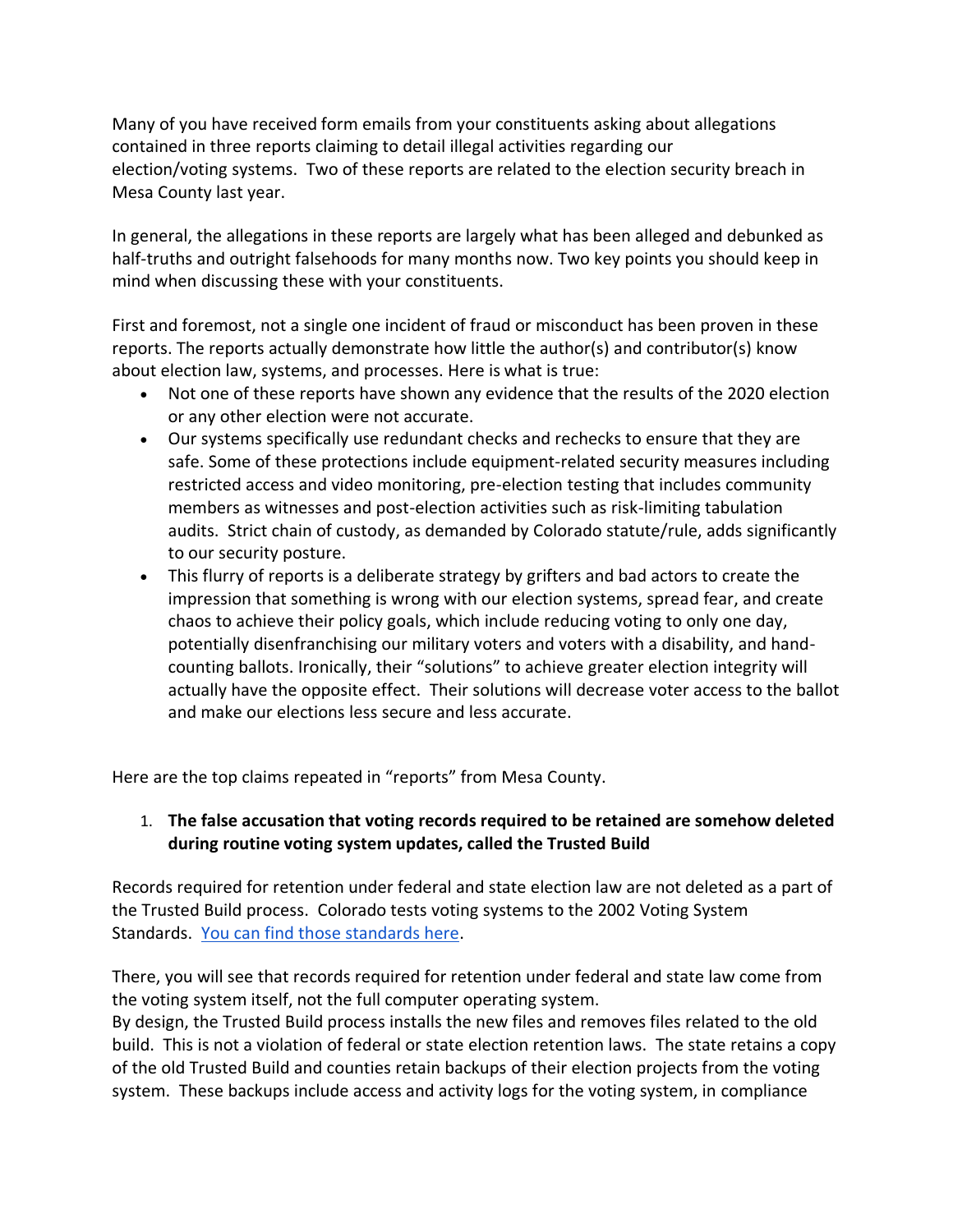Many of you have received form emails from your constituents asking about allegations contained in three reports claiming to detail illegal activities regarding our election/voting systems. Two of these reports are related to the election security breach in Mesa County last year.

In general, the allegations in these reports are largely what has been alleged and debunked as half-truths and outright falsehoods for many months now. Two key points you should keep in mind when discussing these with your constituents.

First and foremost, not a single one incident of fraud or misconduct has been proven in these reports. The reports actually demonstrate how little the author(s) and contributor(s) know about election law, systems, and processes. Here is what is true:

- Not one of these reports have shown any evidence that the results of the 2020 election or any other election were not accurate.
- Our systems specifically use redundant checks and rechecks to ensure that they are safe. Some of these protections include equipment-related security measures including restricted access and video monitoring, pre-election testing that includes community members as witnesses and post-election activities such as risk-limiting tabulation audits. Strict chain of custody, as demanded by Colorado statute/rule, adds significantly to our security posture.
- This flurry of reports is a deliberate strategy by grifters and bad actors to create the impression that something is wrong with our election systems, spread fear, and create chaos to achieve their policy goals, which include reducing voting to only one day, potentially disenfranchising our military voters and voters with a disability, and hand-counting ballots. Ironically, their "solutions" to achieve greater election integrity will actually have the opposite effect. Their solutions will decrease voter access to the ballot and make our elections less secure and less accurate.

Here are the top claims repeated in "reports" from Mesa County.

1. **The false accusation that voting records required to be retained are somehow deleted during routine voting system updates, called the Trusted Build**

Records required for retention under federal and state election law are not deleted as a part of the Trusted Build process. Colorado tests voting systems to the 2002 Voting System Standards. You can find those standards here.

There, you will see that records required for retention under federal and state law come from the voting system itself, not the full computer operating system.

By design, the Trusted Build process installs the new files and removes files related to the old build. This is not a violation of federal or state election retention laws. The state retains a copy of the old Trusted Build and counties retain backups of their election projects from the voting system. These backups include access and activity logs for the voting system, in compliance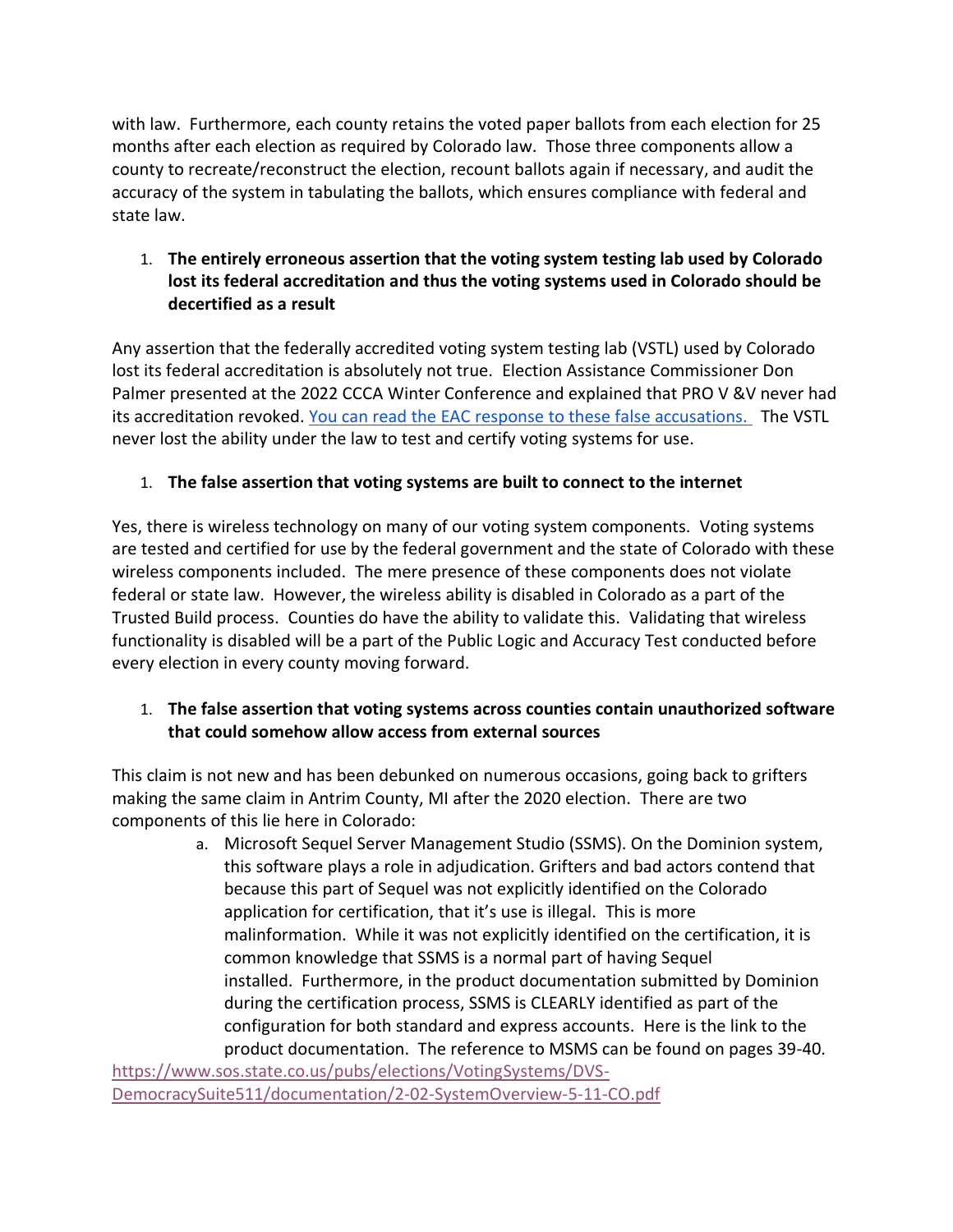with law. Furthermore, each county retains the voted paper ballots from each election for 25 months after each election as required by Colorado law. Those three components allow a county to recreate/reconstruct the election, recount ballots again if necessary, and audit the accuracy of the system in tabulating the ballots, which ensures compliance with federal and state law.

1. **The entirely erroneous assertion that the voting system testing lab used by Colorado lost its federal accreditation and thus the voting systems used in Colorado should be decertified as a result**

Any assertion that the federally accredited voting system testing lab (VSTL) used by Colorado lost its federal accreditation is absolutely not true. Election Assistance Commissioner Don Palmer presented at the 2022 CCCA Winter Conference and explained that PRO V &V never had its accreditation revoked. [You can read the EAC response to these false accusations.] The VSTL never lost the ability under the law to test and certify voting systems for use.

1. **The false assertion that voting systems are built to connect to the internet**

Yes, there is wireless technology on many of our voting system components. Voting systems are tested and certified for use by the federal government and the state of Colorado with these wireless components included. The mere presence of these components does not violate federal or state law. However, the wireless ability is disabled in Colorado as a part of the Trusted Build process. Counties do have the ability to validate this. Validating that wireless functionality is disabled will be a part of the Public Logic and Accuracy Test conducted before every election in every county moving forward.

1. **The false assertion that voting systems across counties contain unauthorized software that could somehow allow access from external sources**

This claim is not new and has been debunked on numerous occasions, going back to grifters making the same claim in Antrim County, MI after the 2020 election. There are two components of this lie here in Colorado:

   a. Microsoft Sequel Server Management Studio (SSMS). On the Dominion system, this software plays a role in adjudication. Grifters and bad actors contend that because this part of Sequel was not explicitly identified on the Colorado application for certification, that it's use is illegal. This is more malinformation. While it was not explicitly identified on the certification, it is common knowledge that SSMS is a normal part of having Sequel installed. Furthermore, in the product documentation submitted by Dominion during the certification process, SSMS is CLEARLY identified as part of the configuration for both standard and express accounts. Here is the link to the product documentation. The reference to MSMS can be found on pages 39-40.

https://www.sos.state.co.us/pubs/elections/VotingSystems/DVS-DemocracySuite511/documentation/2-02-SystemOverview-5-11-CO.pdf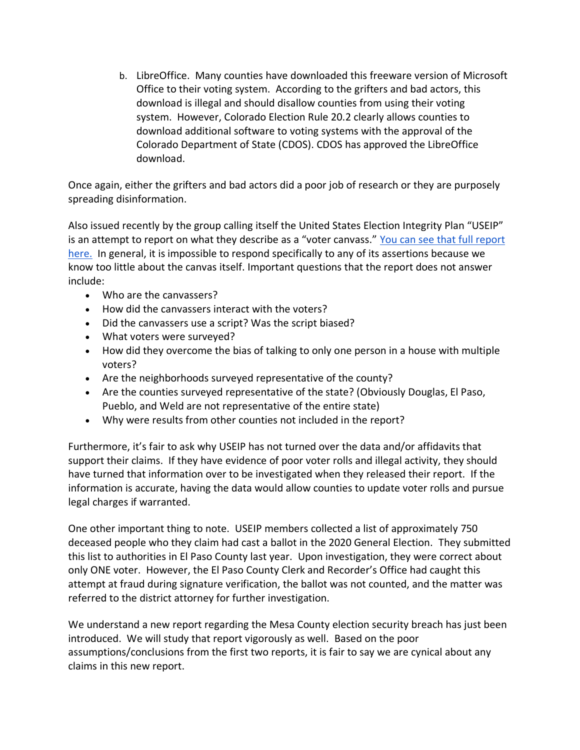b. LibreOffice. Many counties have downloaded this freeware version of Microsoft Office to their voting system. According to the grifters and bad actors, this download is illegal and should disallow counties from using their voting system. However, Colorado Election Rule 20.2 clearly allows counties to download additional software to voting systems with the approval of the Colorado Department of State (CDOS). CDOS has approved the LibreOffice download.

Once again, either the grifters and bad actors did a poor job of research or they are purposely spreading disinformation.

Also issued recently by the group calling itself the United States Election Integrity Plan "USEIP" is an attempt to report on what they describe as a "voter canvass." You can see that full report here. In general, it is impossible to respond specifically to any of its assertions because we know too little about the canvas itself. Important questions that the report does not answer include:

- Who are the canvassers?
- How did the canvassers interact with the voters?
- Did the canvassers use a script? Was the script biased?
- What voters were surveyed?
- How did they overcome the bias of talking to only one person in a house with multiple voters?
- Are the neighborhoods surveyed representative of the county?
- Are the counties surveyed representative of the state? (Obviously Douglas, El Paso, Pueblo, and Weld are not representative of the entire state)
- Why were results from other counties not included in the report?

Furthermore, it's fair to ask why USEIP has not turned over the data and/or affidavits that support their claims. If they have evidence of poor voter rolls and illegal activity, they should have turned that information over to be investigated when they released their report. If the information is accurate, having the data would allow counties to update voter rolls and pursue legal charges if warranted.

One other important thing to note. USEIP members collected a list of approximately 750 deceased people who they claim had cast a ballot in the 2020 General Election. They submitted this list to authorities in El Paso County last year. Upon investigation, they were correct about only ONE voter. However, the El Paso County Clerk and Recorder's Office had caught this attempt at fraud during signature verification, the ballot was not counted, and the matter was referred to the district attorney for further investigation.

We understand a new report regarding the Mesa County election security breach has just been introduced. We will study that report vigorously as well. Based on the poor assumptions/conclusions from the first two reports, it is fair to say we are cynical about any claims in this new report.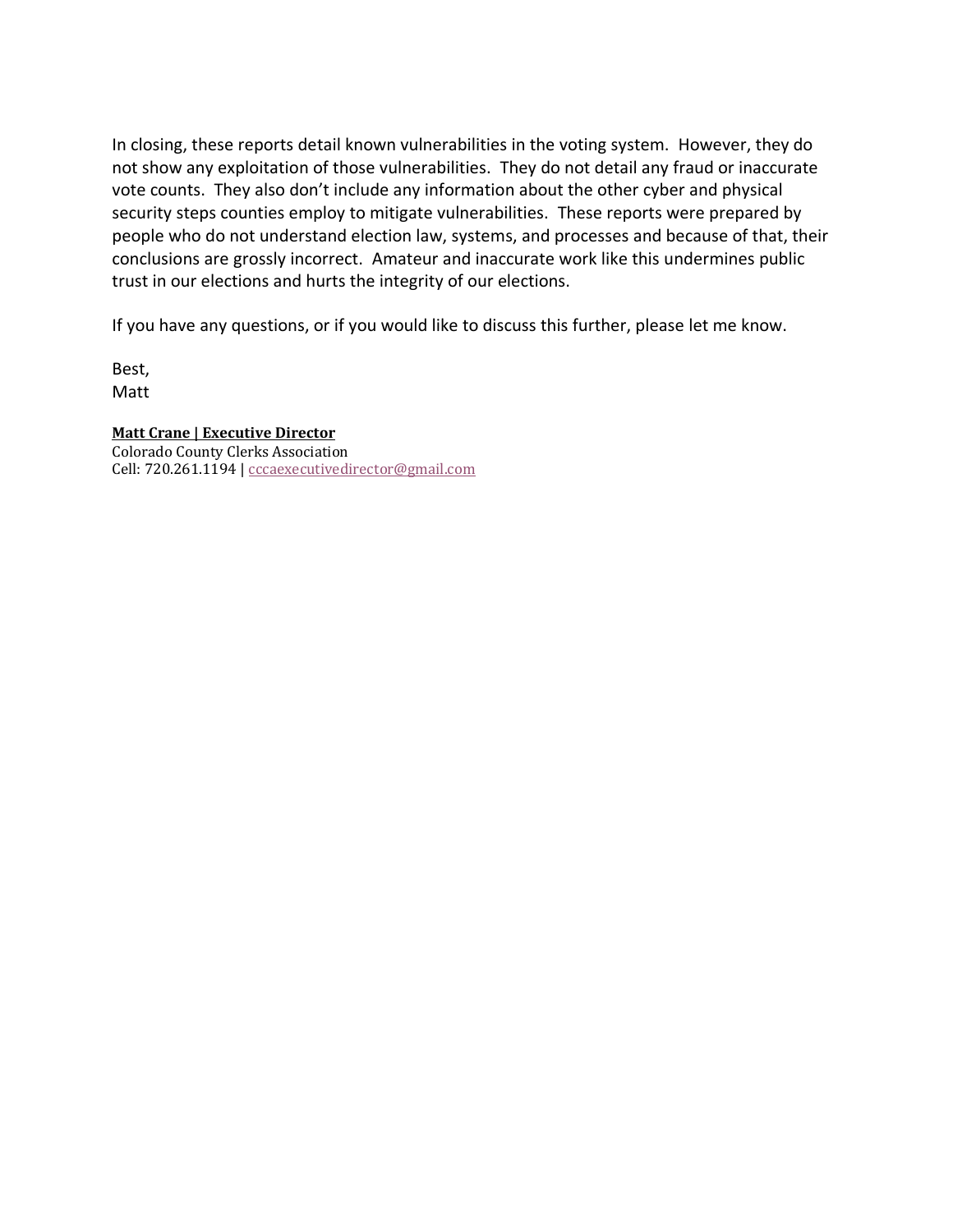In closing, these reports detail known vulnerabilities in the voting system. However, they do not show any exploitation of those vulnerabilities. They do not detail any fraud or inaccurate vote counts. They also don't include any information about the other cyber and physical security steps counties employ to mitigate vulnerabilities. These reports were prepared by people who do not understand election law, systems, and processes and because of that, their conclusions are grossly incorrect. Amateur and inaccurate work like this undermines public trust in our elections and hurts the integrity of our elections.

If you have any questions, or if you would like to discuss this further, please let me know.

Best,
Matt

**Matt Crane | Executive Director**
Colorado County Clerks Association
Cell: 720.261.1194 | cccaexecutivedirector@gmail.com